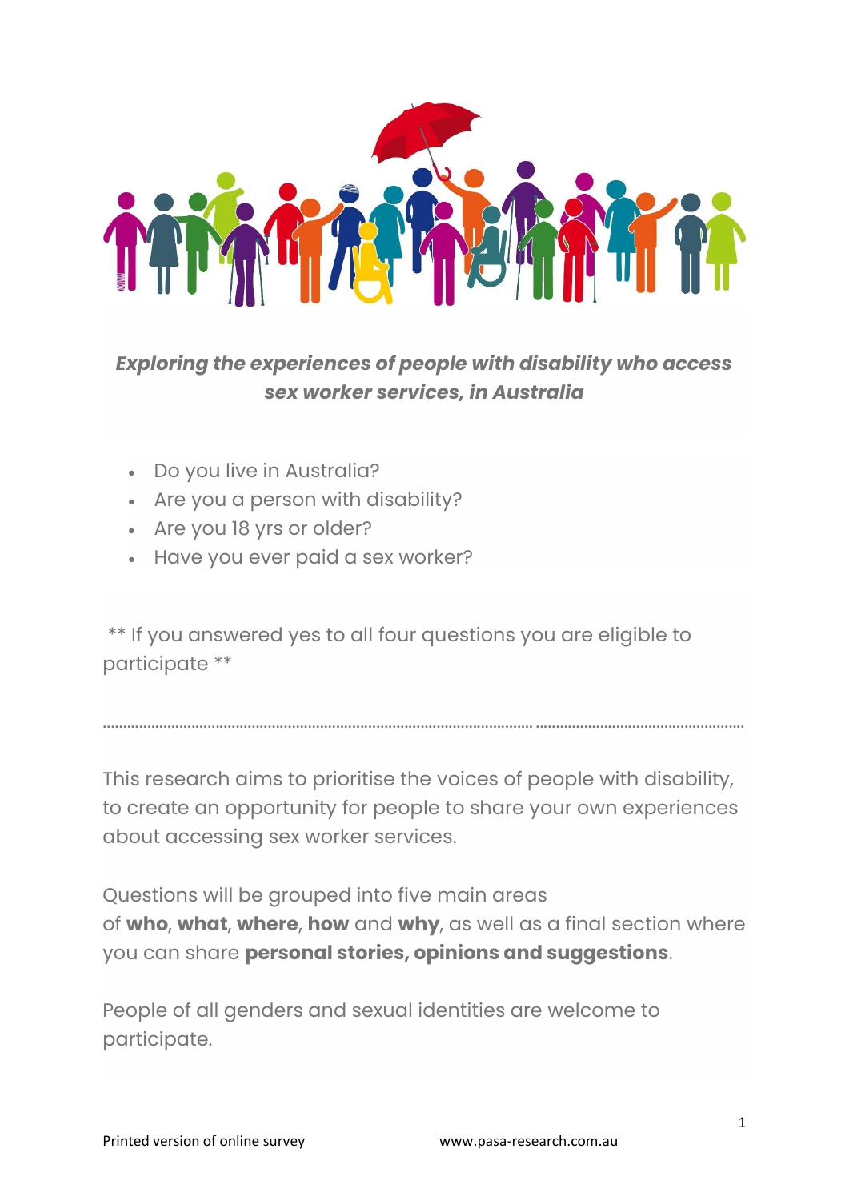***Exploring the experiences of people with disability who access sex worker services, in Australia***

- Do you live in Australia?
- Are you a person with disability?
- Are you 18 yrs or older?
- Have you ever paid a sex worker?

** If you answered yes to all four questions you are eligible to participate **

---

This research aims to prioritise the voices of people with disability, to create an opportunity for people to share your own experiences about accessing sex worker services.

Questions will be grouped into five main areas of **who**, **what**, **where**, **how** and **why**, as well as a final section where you can share **personal stories, opinions and suggestions**.

People of all genders and sexual identities are welcome to participate.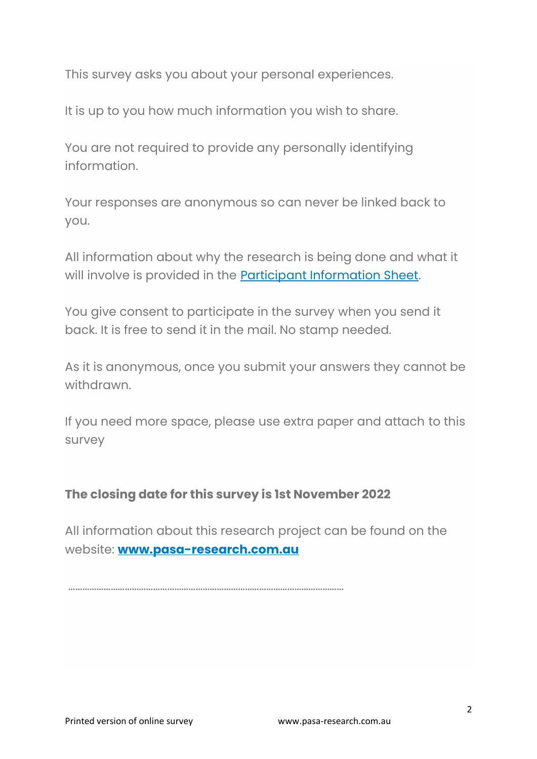This survey asks you about your personal experiences.

It is up to you how much information you wish to share.

You are not required to provide any personally identifying information.

Your responses are anonymous so can never be linked back to you.

All information about why the research is being done and what it will involve is provided in the Participant Information Sheet.

You give consent to participate in the survey when you send it back. It is free to send it in the mail. No stamp needed.

As it is anonymous, once you submit your answers they cannot be withdrawn.

If you need more space, please use extra paper and attach to this survey

**The closing date for this survey is 1st November 2022**

All information about this research project can be found on the website: **www.pasa-research.com.au**

........................................................................................................................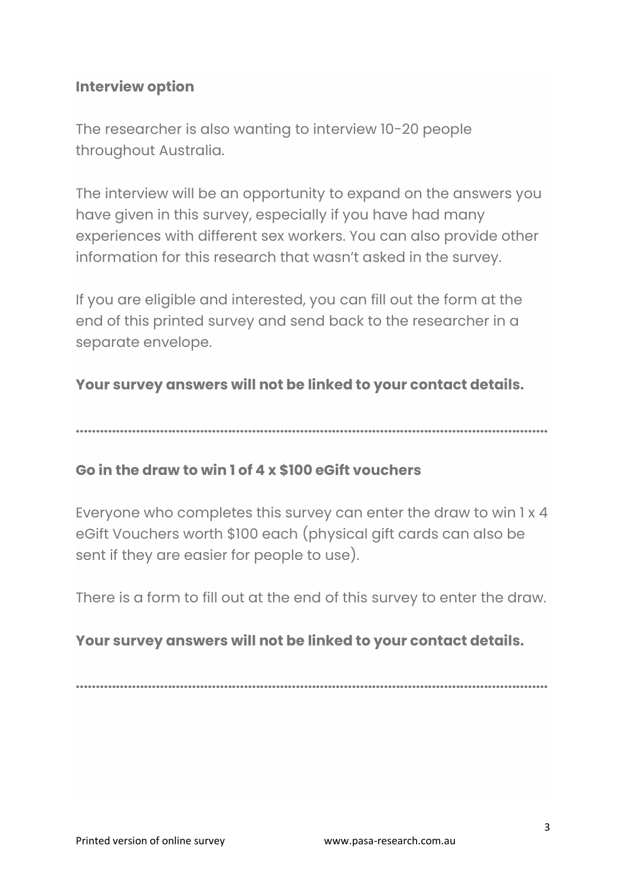**Interview option**

The researcher is also wanting to interview 10-20 people throughout Australia.

The interview will be an opportunity to expand on the answers you have given in this survey, especially if you have had many experiences with different sex workers. You can also provide other information for this research that wasn't asked in the survey.

If you are eligible and interested, you can fill out the form at the end of this printed survey and send back to the researcher in a separate envelope.

**Your survey answers will not be linked to your contact details.**

........................................................................................................................

**Go in the draw to win 1 of 4 x $100 eGift vouchers**

Everyone who completes this survey can enter the draw to win 1 x 4 eGift Vouchers worth $100 each (physical gift cards can also be sent if they are easier for people to use).

There is a form to fill out at the end of this survey to enter the draw.

**Your survey answers will not be linked to your contact details.**

........................................................................................................................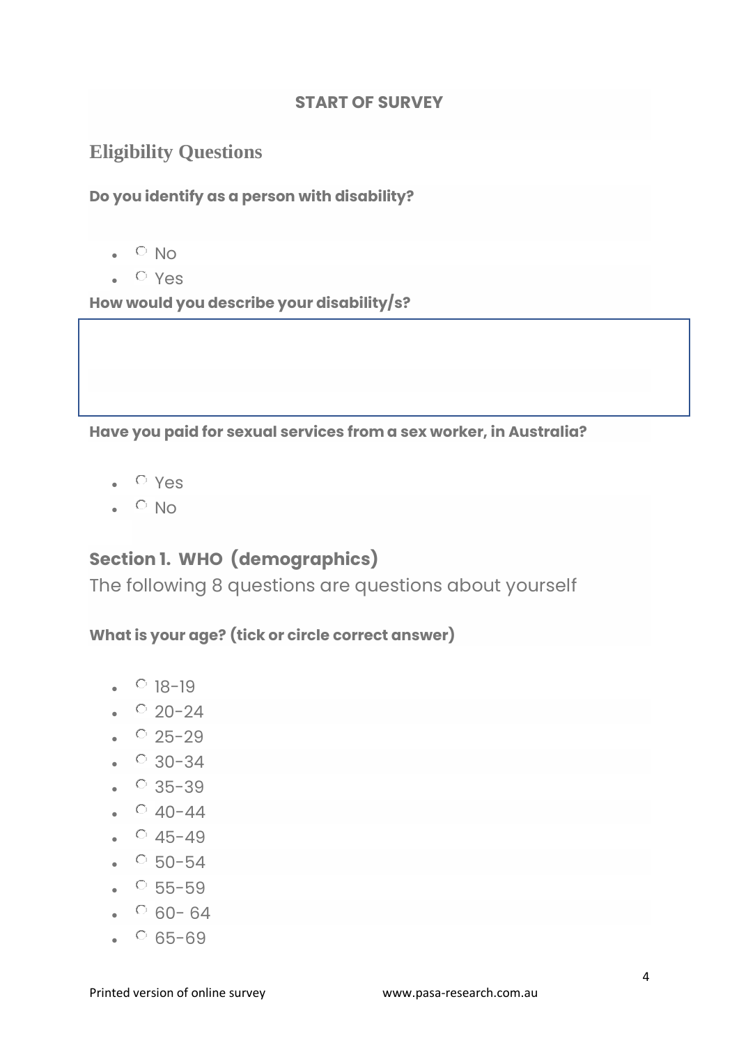**START OF SURVEY**

## Eligibility Questions

**Do you identify as a person with disability?**

- ○ No
- ○ Yes

**How would you describe your disability/s?**

**Have you paid for sexual services from a sex worker, in Australia?**

- ○ Yes
- ○ No

## Section 1. WHO (demographics)

The following 8 questions are questions about yourself

**What is your age? (tick or circle correct answer)**

- ○ 18-19
- ○ 20-24
- ○ 25-29
- ○ 30-34
- ○ 35-39
- ○ 40-44
- ○ 45-49
- ○ 50-54
- ○ 55-59
- ○ 60- 64
- ○ 65-69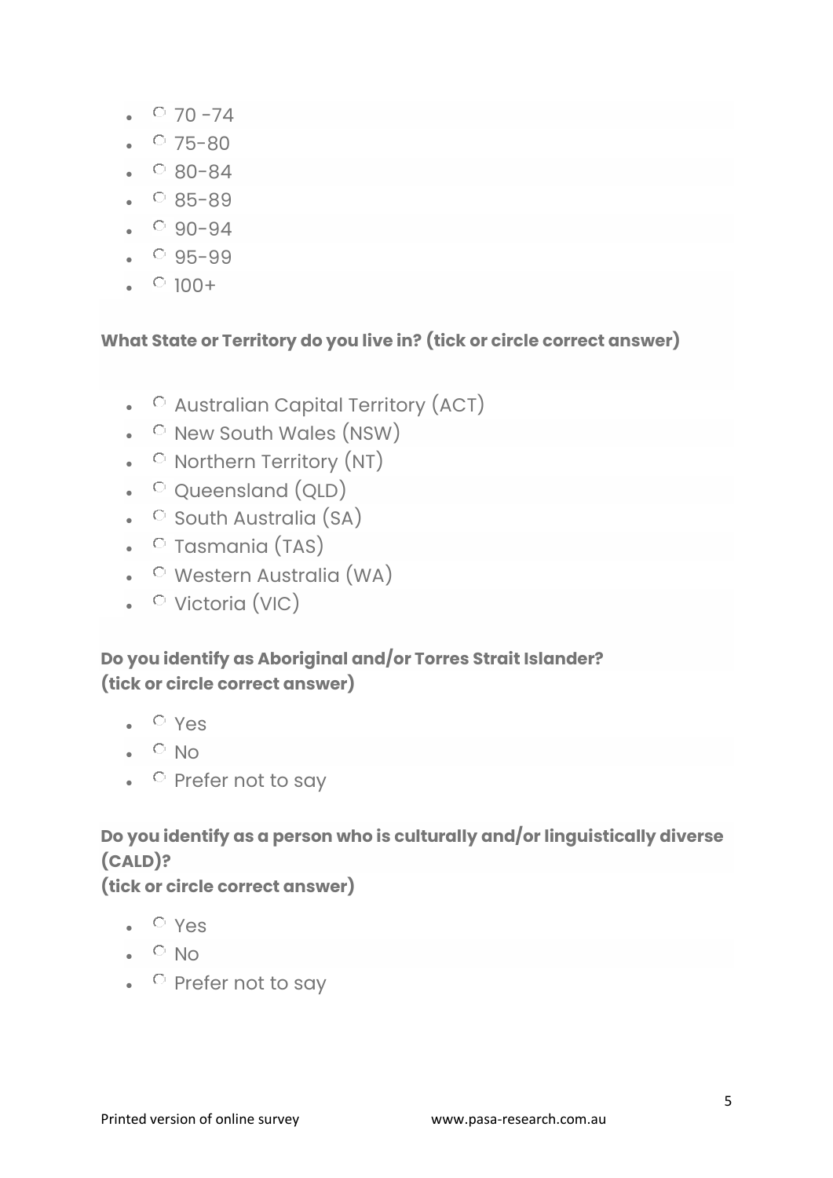- ○ 70 -74
- ○ 75-80
- ○ 80-84
- ○ 85-89
- ○ 90-94
- ○ 95-99
- ○ 100+

**What State or Territory do you live in? (tick or circle correct answer)**

- ○ Australian Capital Territory (ACT)
- ○ New South Wales (NSW)
- ○ Northern Territory (NT)
- ○ Queensland (QLD)
- ○ South Australia (SA)
- ○ Tasmania (TAS)
- ○ Western Australia (WA)
- ○ Victoria (VIC)

**Do you identify as Aboriginal and/or Torres Strait Islander? (tick or circle correct answer)**

- ○ Yes
- ○ No
- ○ Prefer not to say

**Do you identify as a person who is culturally and/or linguistically diverse (CALD)?**
**(tick or circle correct answer)**

- ○ Yes
- ○ No
- ○ Prefer not to say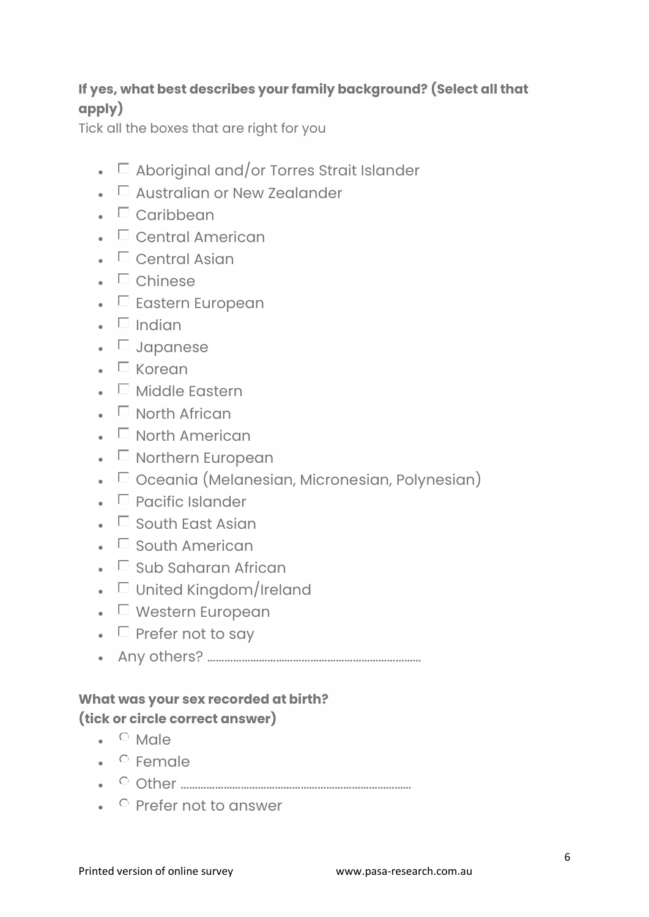**If yes, what best describes your family background? (Select all that apply)**

Tick all the boxes that are right for you

- ☐ Aboriginal and/or Torres Strait Islander
- ☐ Australian or New Zealander
- ☐ Caribbean
- ☐ Central American
- ☐ Central Asian
- ☐ Chinese
- ☐ Eastern European
- ☐ Indian
- ☐ Japanese
- ☐ Korean
- ☐ Middle Eastern
- ☐ North African
- ☐ North American
- ☐ Northern European
- ☐ Oceania (Melanesian, Micronesian, Polynesian)
- ☐ Pacific Islander
- ☐ South East Asian
- ☐ South American
- ☐ Sub Saharan African
- ☐ United Kingdom/Ireland
- ☐ Western European
- ☐ Prefer not to say
- Any others? ..........................................................................

**What was your sex recorded at birth?**
**(tick or circle correct answer)**

- ○ Male
- ○ Female
- ○ Other ..........................................................................
- ○ Prefer not to answer

Printed version of online survey www.pasa-research.com.au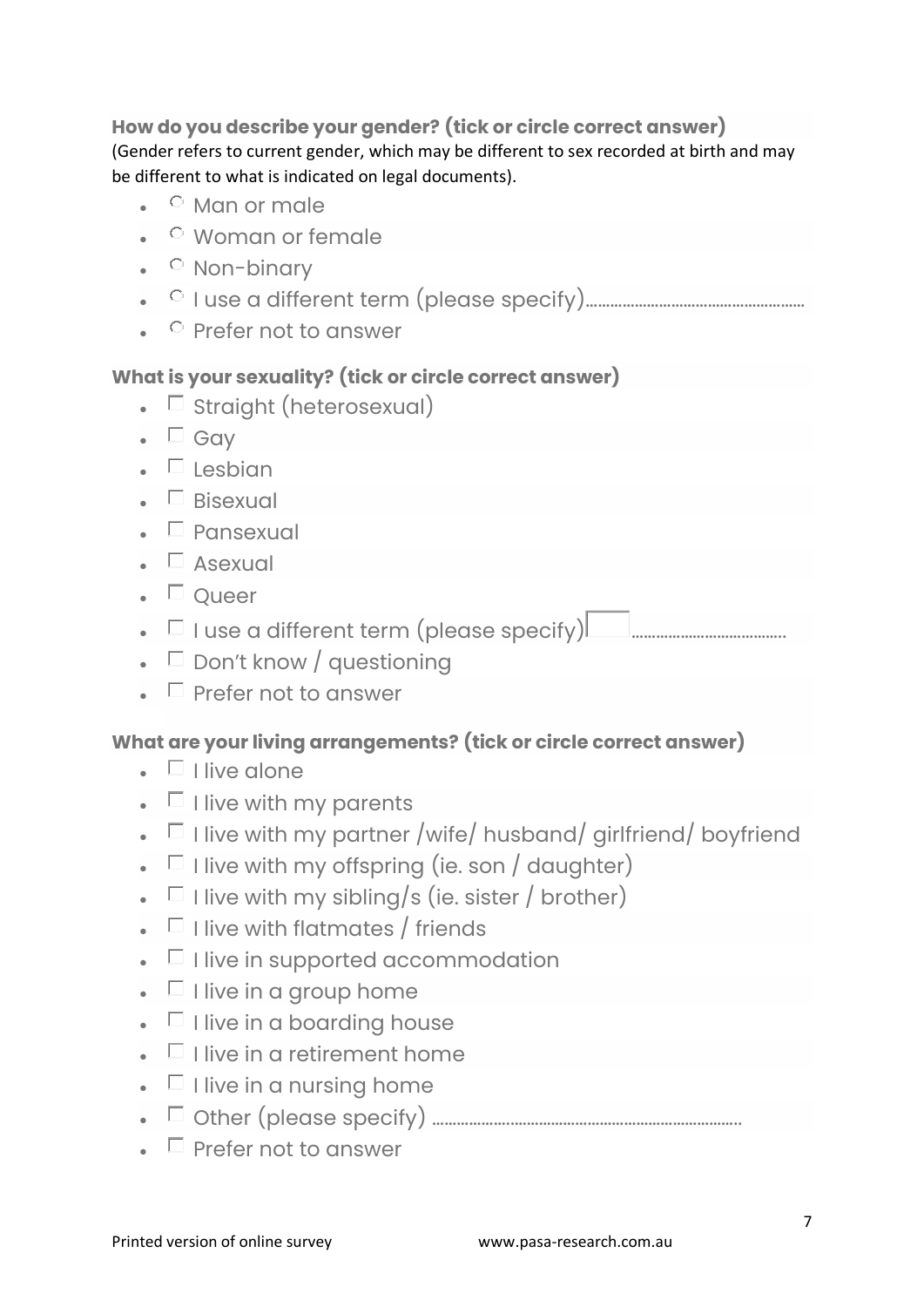**How do you describe your gender? (tick or circle correct answer)**
(Gender refers to current gender, which may be different to sex recorded at birth and may be different to what is indicated on legal documents).

- ○ Man or male
- ○ Woman or female
- ○ Non-binary
- ○ I use a different term (please specify)………………………………………………
- ○ Prefer not to answer

**What is your sexuality? (tick or circle correct answer)**

- ☐ Straight (heterosexual)
- ☐ Gay
- ☐ Lesbian
- ☐ Bisexual
- ☐ Pansexual
- ☐ Asexual
- ☐ Queer
- ☐ I use a different term (please specify) ………………………………
- ☐ Don't know / questioning
- ☐ Prefer not to answer

**What are your living arrangements? (tick or circle correct answer)**

- ☐ I live alone
- ☐ I live with my parents
- ☐ I live with my partner /wife/ husband/ girlfriend/ boyfriend
- ☐ I live with my offspring (ie. son / daughter)
- ☐ I live with my sibling/s (ie. sister / brother)
- ☐ I live with flatmates / friends
- ☐ I live in supported accommodation
- ☐ I live in a group home
- ☐ I live in a boarding house
- ☐ I live in a retirement home
- ☐ I live in a nursing home
- ☐ Other (please specify) ………………………………………………………………
- ☐ Prefer not to answer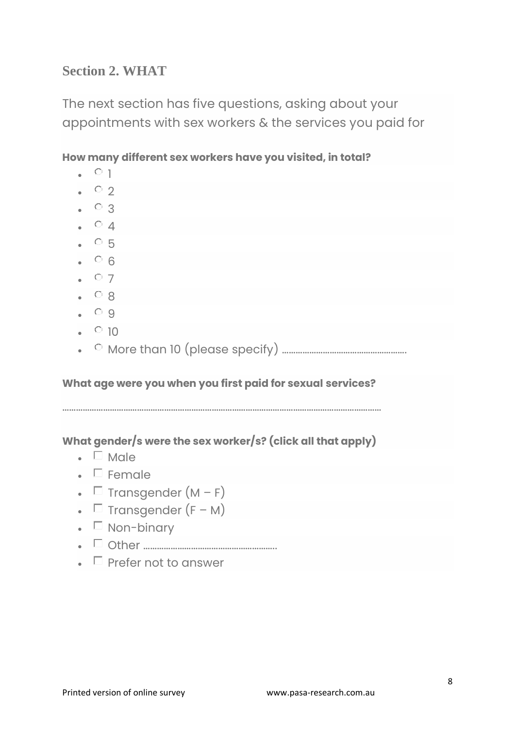## Section 2. WHAT

The next section has five questions, asking about your appointments with sex workers & the services you paid for

**How many different sex workers have you visited, in total?**

- ○ 1
- ○ 2
- ○ 3
- ○ 4
- ○ 5
- ○ 6
- ○ 7
- ○ 8
- ○ 9
- ○ 10
- ○ More than 10 (please specify) ..................................................

**What age were you when you first paid for sexual services?**

.........................................................................................................................................

**What gender/s were the sex worker/s? (click all that apply)**

- ☐ Male
- ☐ Female
- ☐ Transgender (M – F)
- ☐ Transgender (F – M)
- ☐ Non-binary
- ☐ Other ........................................................
- ☐ Prefer not to answer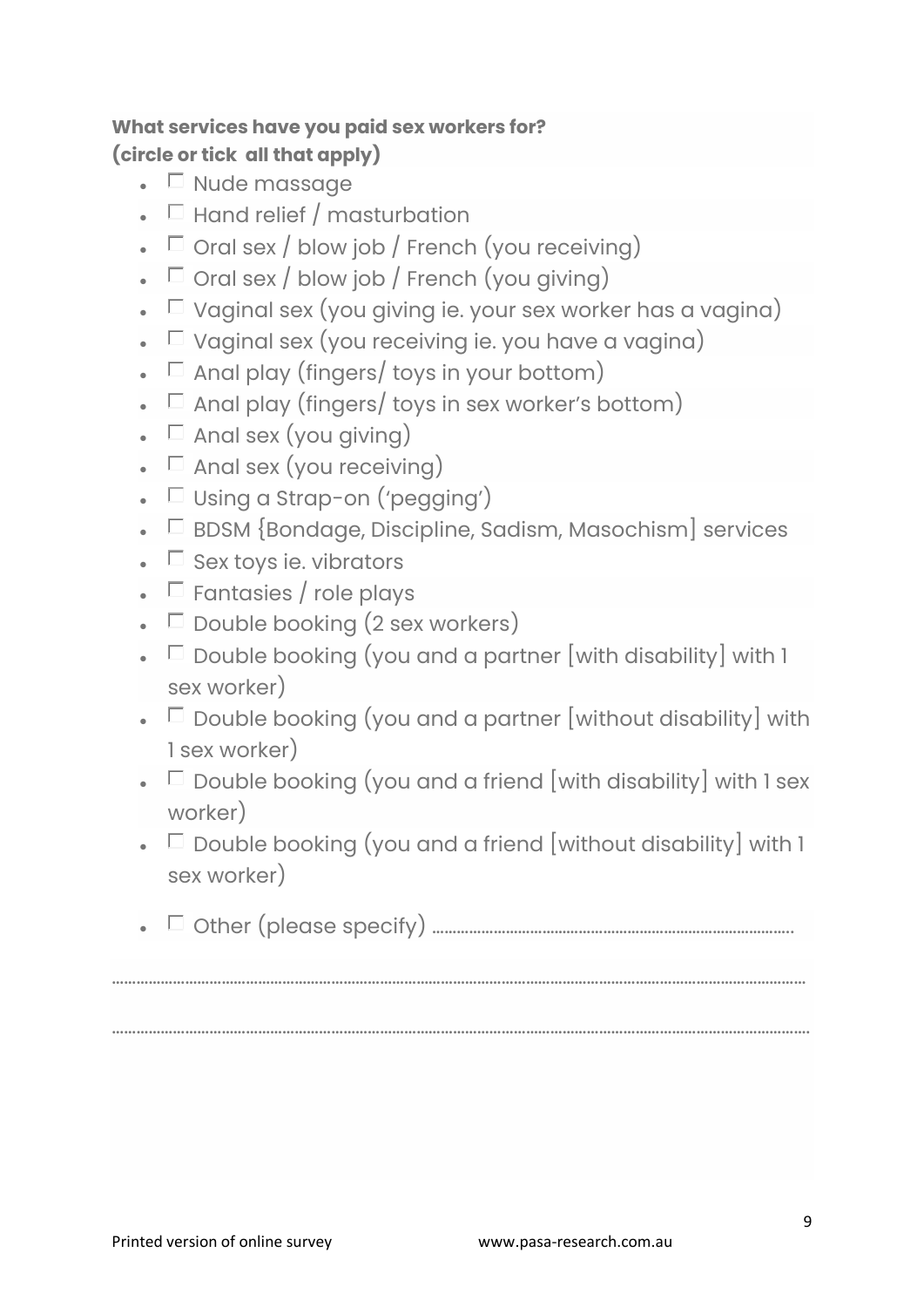**What services have you paid sex workers for?**
**(circle or tick all that apply)**

- ☐ Nude massage
- ☐ Hand relief / masturbation
- ☐ Oral sex / blow job / French (you receiving)
- ☐ Oral sex / blow job / French (you giving)
- ☐ Vaginal sex (you giving ie. your sex worker has a vagina)
- ☐ Vaginal sex (you receiving ie. you have a vagina)
- ☐ Anal play (fingers/ toys in your bottom)
- ☐ Anal play (fingers/ toys in sex worker's bottom)
- ☐ Anal sex (you giving)
- ☐ Anal sex (you receiving)
- ☐ Using a Strap-on ('pegging')
- ☐ BDSM {Bondage, Discipline, Sadism, Masochism] services
- ☐ Sex toys ie. vibrators
- ☐ Fantasies / role plays
- ☐ Double booking (2 sex workers)
- ☐ Double booking (you and a partner [with disability] with 1 sex worker)
- ☐ Double booking (you and a partner [without disability] with 1 sex worker)
- ☐ Double booking (you and a friend [with disability] with 1 sex worker)
- ☐ Double booking (you and a friend [without disability] with 1 sex worker)
- ☐ Other (please specify) ..........................................................................................

.......................................................................................................................................................

.......................................................................................................................................................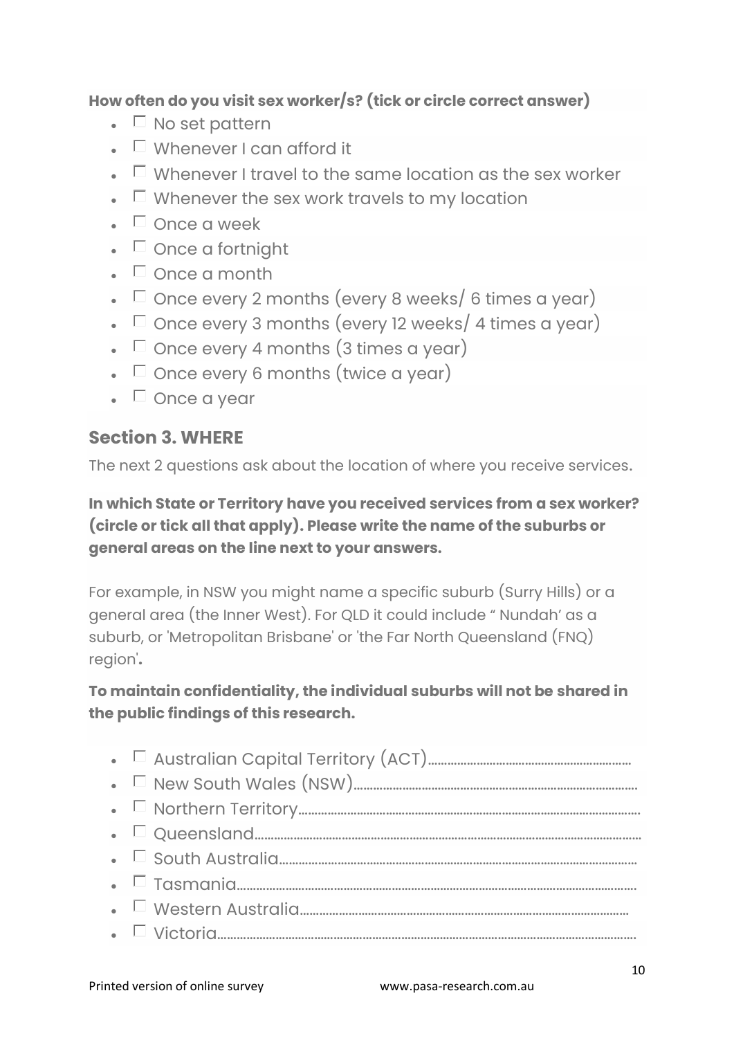**How often do you visit sex worker/s? (tick or circle correct answer)**

- ☐ No set pattern
- ☐ Whenever I can afford it
- ☐ Whenever I travel to the same location as the sex worker
- ☐ Whenever the sex work travels to my location
- ☐ Once a week
- ☐ Once a fortnight
- ☐ Once a month
- ☐ Once every 2 months (every 8 weeks/ 6 times a year)
- ☐ Once every 3 months (every 12 weeks/ 4 times a year)
- ☐ Once every 4 months (3 times a year)
- ☐ Once every 6 months (twice a year)
- ☐ Once a year

## Section 3. WHERE

The next 2 questions ask about the location of where you receive services.

**In which State or Territory have you received services from a sex worker? (circle or tick all that apply). Please write the name of the suburbs or general areas on the line next to your answers.**

For example, in NSW you might name a specific suburb (Surry Hills) or a general area (the Inner West). For QLD it could include " Nundah' as a suburb, or 'Metropolitan Brisbane' or 'the Far North Queensland (FNQ) region'**.**

**To maintain confidentiality, the individual suburbs will not be shared in the public findings of this research.**

- ☐ Australian Capital Territory (ACT)..............................................................
- ☐ New South Wales (NSW)......................................................................
- ☐ Northern Territory.........................................................................................
- ☐ Queensland......................................................................................................
- ☐ South Australia.............................................................................................
- ☐ Tasmania.........................................................................................................
- ☐ Western Australia......................................................................................
- ☐ Victoria...............................................................................................................

Printed version of online survey www.pasa-research.com.au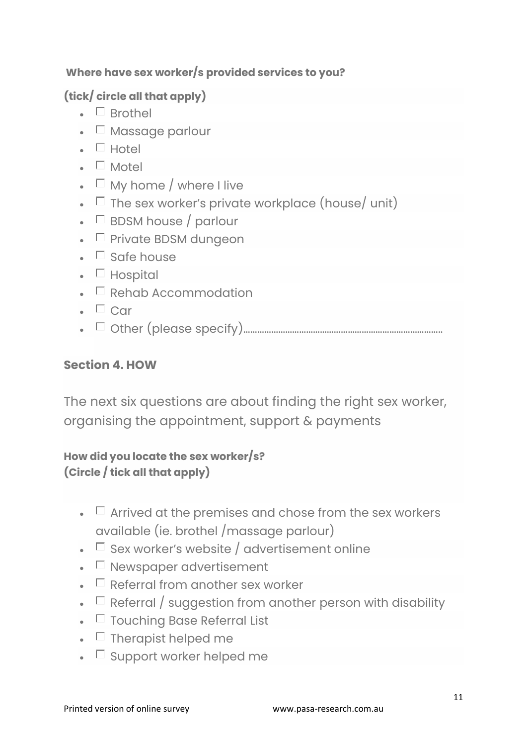**Where have sex worker/s provided services to you?**

**(tick/ circle all that apply)**

- ☐ Brothel
- ☐ Massage parlour
- ☐ Hotel
- ☐ Motel
- ☐ My home / where I live
- ☐ The sex worker's private workplace (house/ unit)
- ☐ BDSM house / parlour
- ☐ Private BDSM dungeon
- ☐ Safe house
- ☐ Hospital
- ☐ Rehab Accommodation
- ☐ Car
- ☐ Other (please specify)…………………………………………………………………………

## Section 4. HOW

The next six questions are about finding the right sex worker, organising the appointment, support & payments

**How did you locate the sex worker/s?**
**(Circle / tick all that apply)**

- ☐ Arrived at the premises and chose from the sex workers available (ie. brothel /massage parlour)
- ☐ Sex worker's website / advertisement online
- ☐ Newspaper advertisement
- ☐ Referral from another sex worker
- ☐ Referral / suggestion from another person with disability
- ☐ Touching Base Referral List
- ☐ Therapist helped me
- ☐ Support worker helped me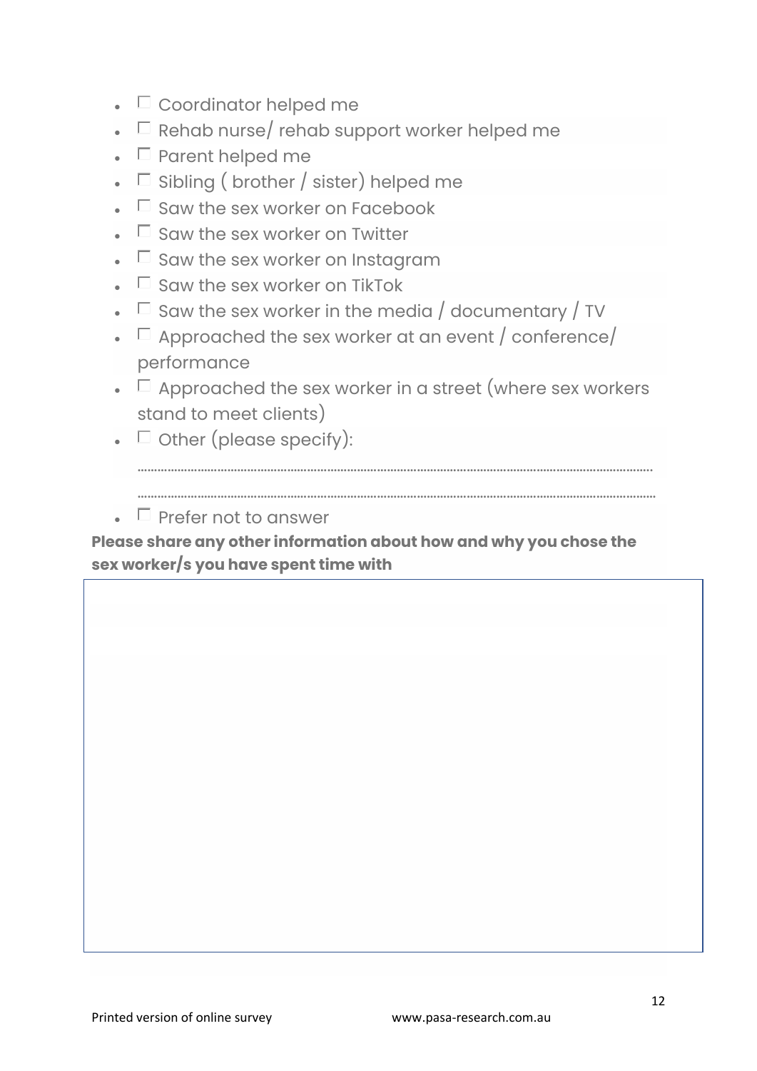- ☐ Coordinator helped me
- ☐ Rehab nurse/ rehab support worker helped me
- ☐ Parent helped me
- ☐ Sibling ( brother / sister) helped me
- ☐ Saw the sex worker on Facebook
- ☐ Saw the sex worker on Twitter
- ☐ Saw the sex worker on Instagram
- ☐ Saw the sex worker on TikTok
- ☐ Saw the sex worker in the media / documentary / TV
- ☐ Approached the sex worker at an event / conference/ performance
- ☐ Approached the sex worker in a street (where sex workers stand to meet clients)
- ☐ Other (please specify):
  ..........................................................................................................................................
  ..........................................................................................................................................
- ☐ Prefer not to answer

**Please share any other information about how and why you chose the sex worker/s you have spent time with**

| |
|---|
| |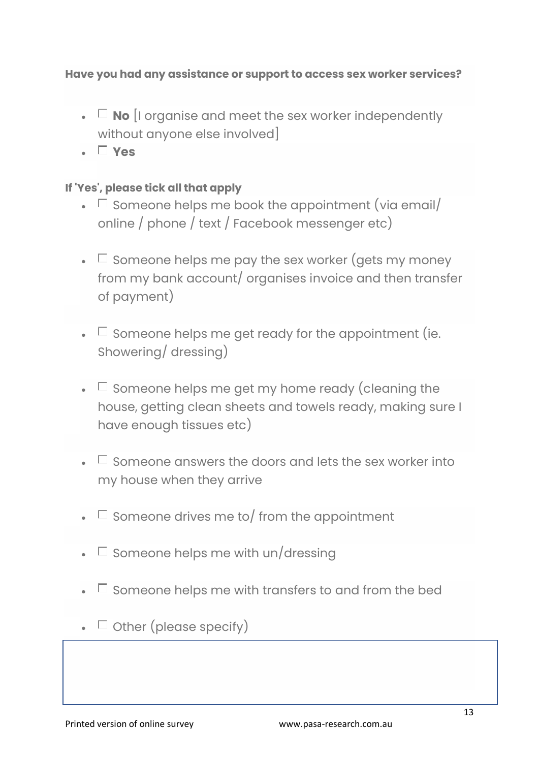**Have you had any assistance or support to access sex worker services?**

- ☐ **No** [I organise and meet the sex worker independently without anyone else involved]
- ☐ **Yes**

**If 'Yes', please tick all that apply**

- ☐ Someone helps me book the appointment (via email/ online / phone / text / Facebook messenger etc)
- ☐ Someone helps me pay the sex worker (gets my money from my bank account/ organises invoice and then transfer of payment)
- ☐ Someone helps me get ready for the appointment (ie. Showering/ dressing)
- ☐ Someone helps me get my home ready (cleaning the house, getting clean sheets and towels ready, making sure I have enough tissues etc)
- ☐ Someone answers the doors and lets the sex worker into my house when they arrive
- ☐ Someone drives me to/ from the appointment
- ☐ Someone helps me with un/dressing
- ☐ Someone helps me with transfers to and from the bed
- ☐ Other (please specify)

|  |
|---|
|  |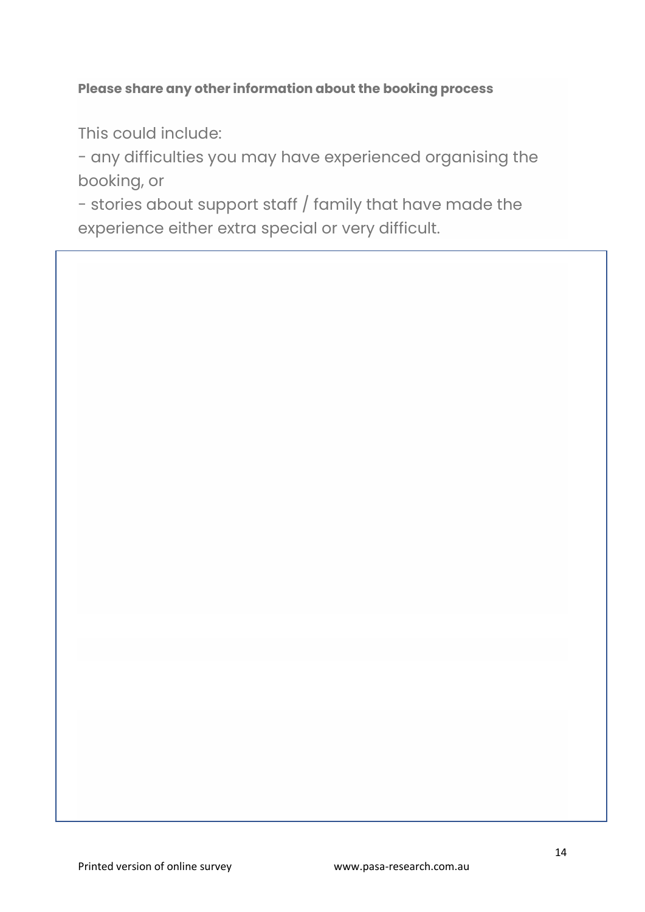**Please share any other information about the booking process**

This could include:

- any difficulties you may have experienced organising the booking, or
- stories about support staff / family that have made the experience either extra special or very difficult.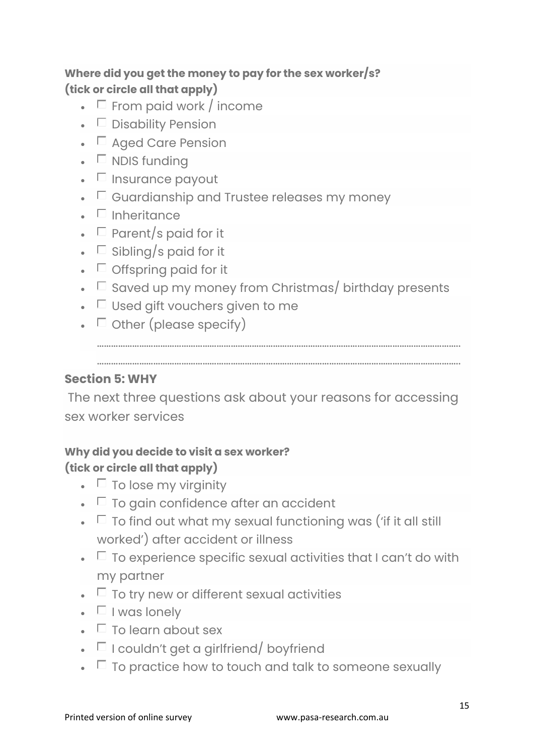**Where did you get the money to pay for the sex worker/s?**
**(tick or circle all that apply)**

- ☐ From paid work / income
- ☐ Disability Pension
- ☐ Aged Care Pension
- ☐ NDIS funding
- ☐ Insurance payout
- ☐ Guardianship and Trustee releases my money
- ☐ Inheritance
- ☐ Parent/s paid for it
- ☐ Sibling/s paid for it
- ☐ Offspring paid for it
- ☐ Saved up my money from Christmas/ birthday presents
- ☐ Used gift vouchers given to me
- ☐ Other (please specify)

  ……………………………………………………………………………………………………………

  ……………………………………………………………………………………………………………

## Section 5: WHY

The next three questions ask about your reasons for accessing sex worker services

**Why did you decide to visit a sex worker?**
**(tick or circle all that apply)**

- ☐ To lose my virginity
- ☐ To gain confidence after an accident
- ☐ To find out what my sexual functioning was ('if it all still worked') after accident or illness
- ☐ To experience specific sexual activities that I can't do with my partner
- ☐ To try new or different sexual activities
- ☐ I was lonely
- ☐ To learn about sex
- ☐ I couldn't get a girlfriend/ boyfriend
- ☐ To practice how to touch and talk to someone sexually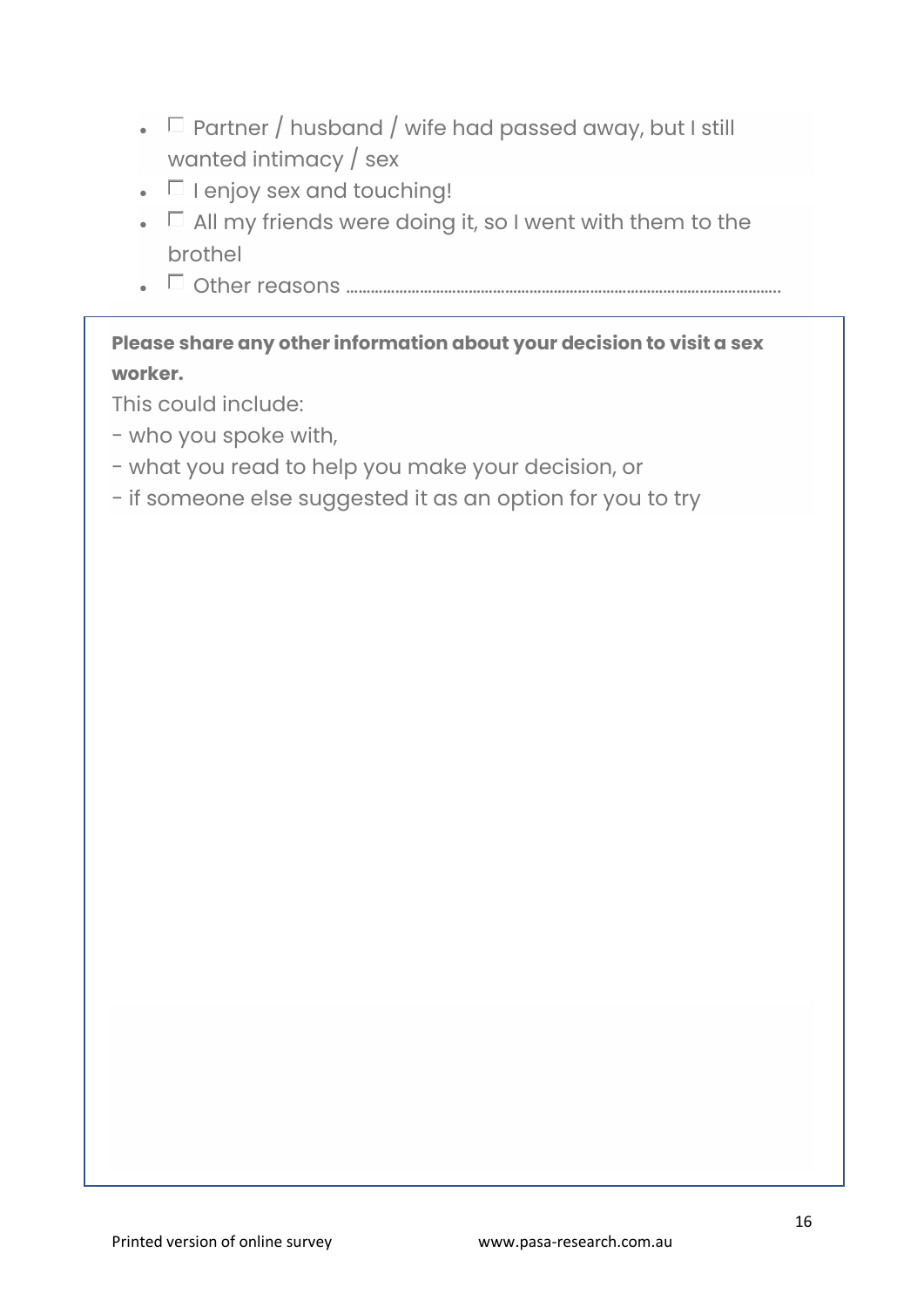- ☐ Partner / husband / wife had passed away, but I still wanted intimacy / sex
- ☐ I enjoy sex and touching!
- ☐ All my friends were doing it, so I went with them to the brothel
- ☐ Other reasons ……………………………………………………………………………………

**Please share any other information about your decision to visit a sex worker.**

This could include:

- who you spoke with,
- what you read to help you make your decision, or
- if someone else suggested it as an option for you to try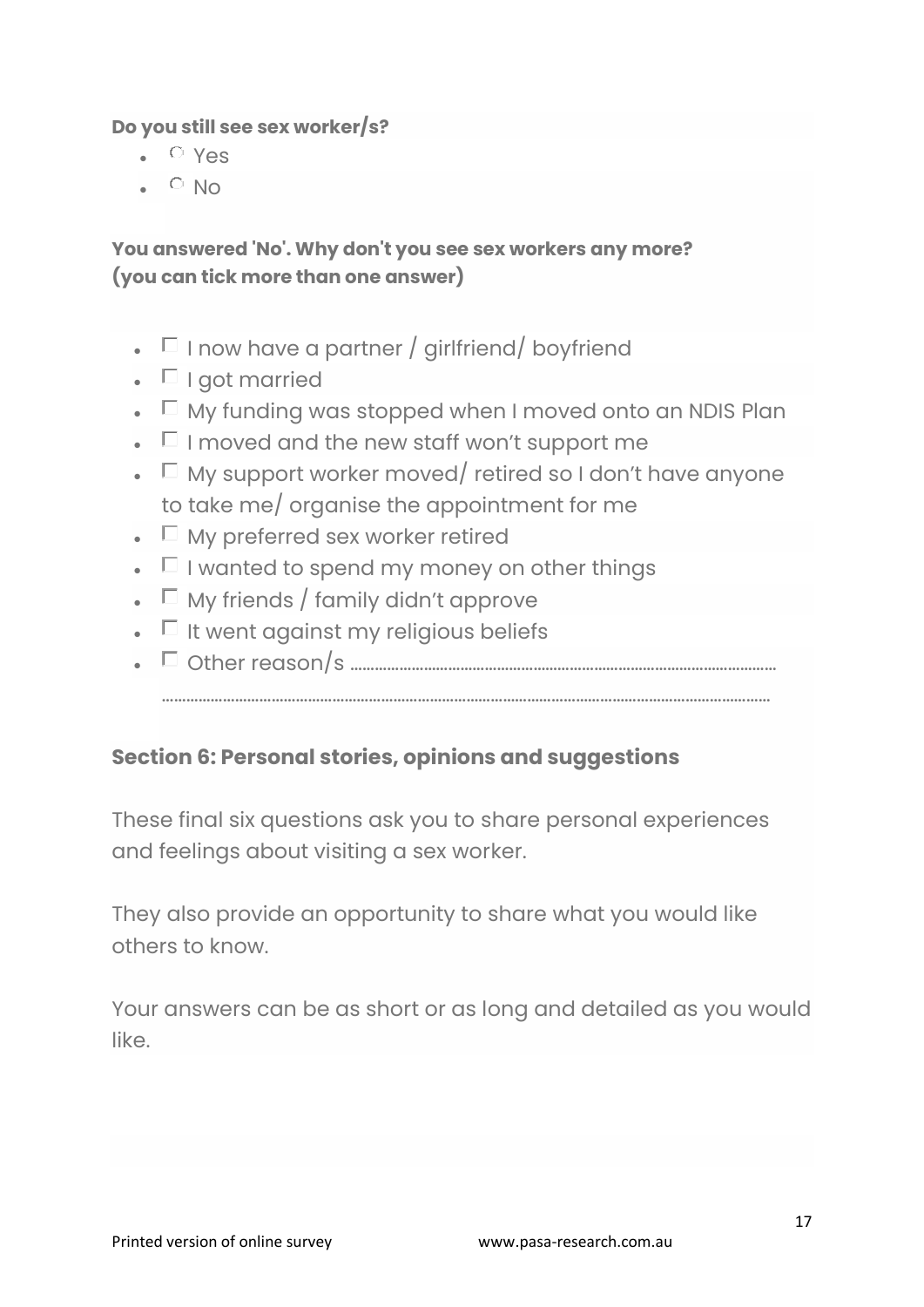**Do you still see sex worker/s?**

- ○ Yes
- ○ No

**You answered 'No'. Why don't you see sex workers any more? (you can tick more than one answer)**

- ☐ I now have a partner / girlfriend/ boyfriend
- ☐ I got married
- ☐ My funding was stopped when I moved onto an NDIS Plan
- ☐ I moved and the new staff won't support me
- ☐ My support worker moved/ retired so I don't have anyone to take me/ organise the appointment for me
- ☐ My preferred sex worker retired
- ☐ I wanted to spend my money on other things
- ☐ My friends / family didn't approve
- ☐ It went against my religious beliefs
- ☐ Other reason/s ………………………………………………………………………………………
  ………………………………………………………………………………………………………………

## Section 6: Personal stories, opinions and suggestions

These final six questions ask you to share personal experiences and feelings about visiting a sex worker.

They also provide an opportunity to share what you would like others to know.

Your answers can be as short or as long and detailed as you would like.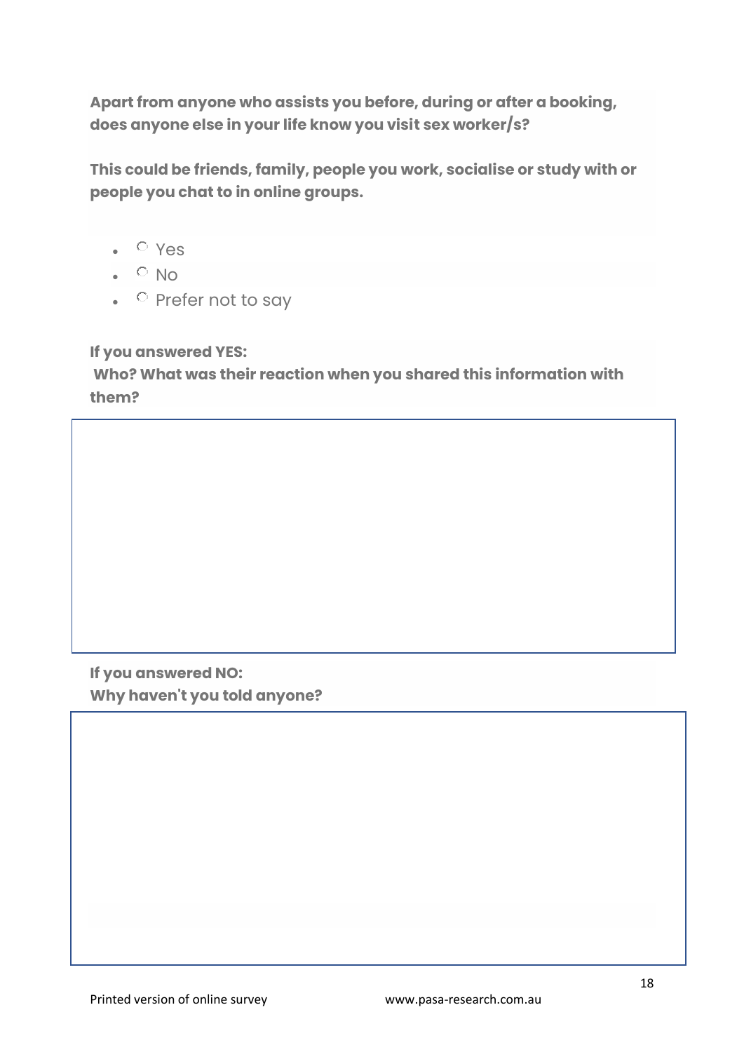**Apart from anyone who assists you before, during or after a booking, does anyone else in your life know you visit sex worker/s?**

**This could be friends, family, people you work, socialise or study with or people you chat to in online groups.**

- ○ Yes
- ○ No
- ○ Prefer not to say

**If you answered YES:**
**Who? What was their reaction when you shared this information with them?**

**If you answered NO:**
**Why haven't you told anyone?**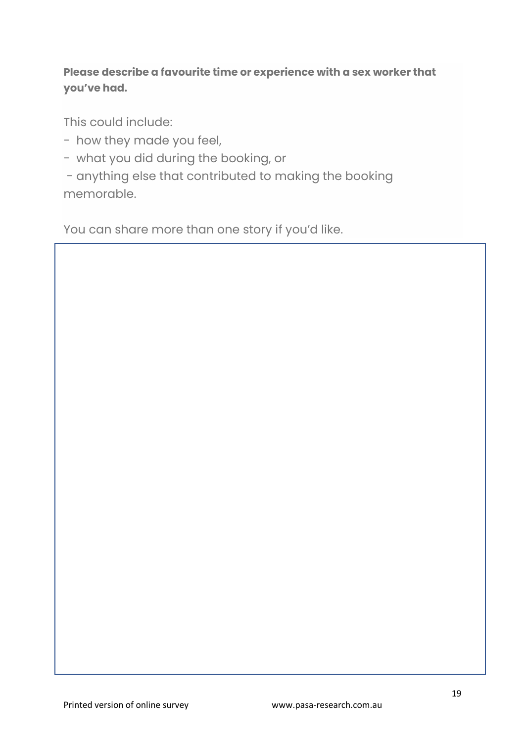**Please describe a favourite time or experience with a sex worker that you've had.**

This could include:

- how they made you feel,
- what you did during the booking, or
- anything else that contributed to making the booking memorable.

You can share more than one story if you'd like.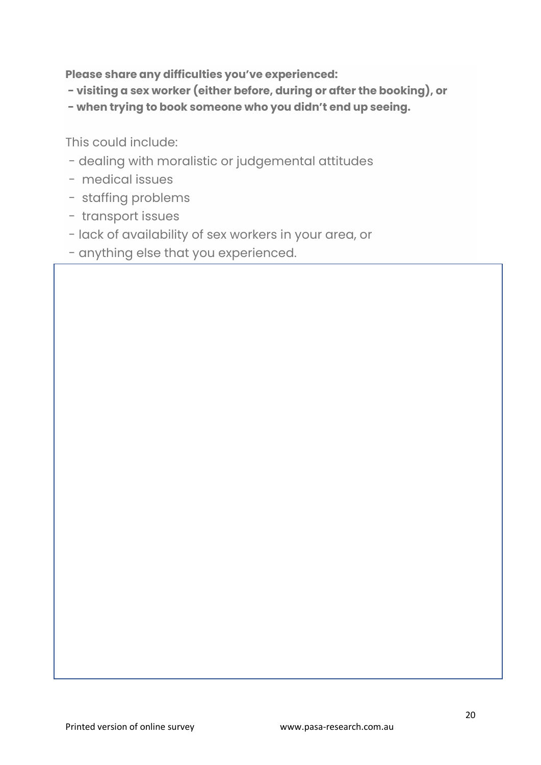**Please share any difficulties you've experienced:**

**- visiting a sex worker (either before, during or after the booking), or**

**- when trying to book someone who you didn't end up seeing.**

This could include:

- dealing with moralistic or judgemental attitudes
- medical issues
- staffing problems
- transport issues
- lack of availability of sex workers in your area, or
- anything else that you experienced.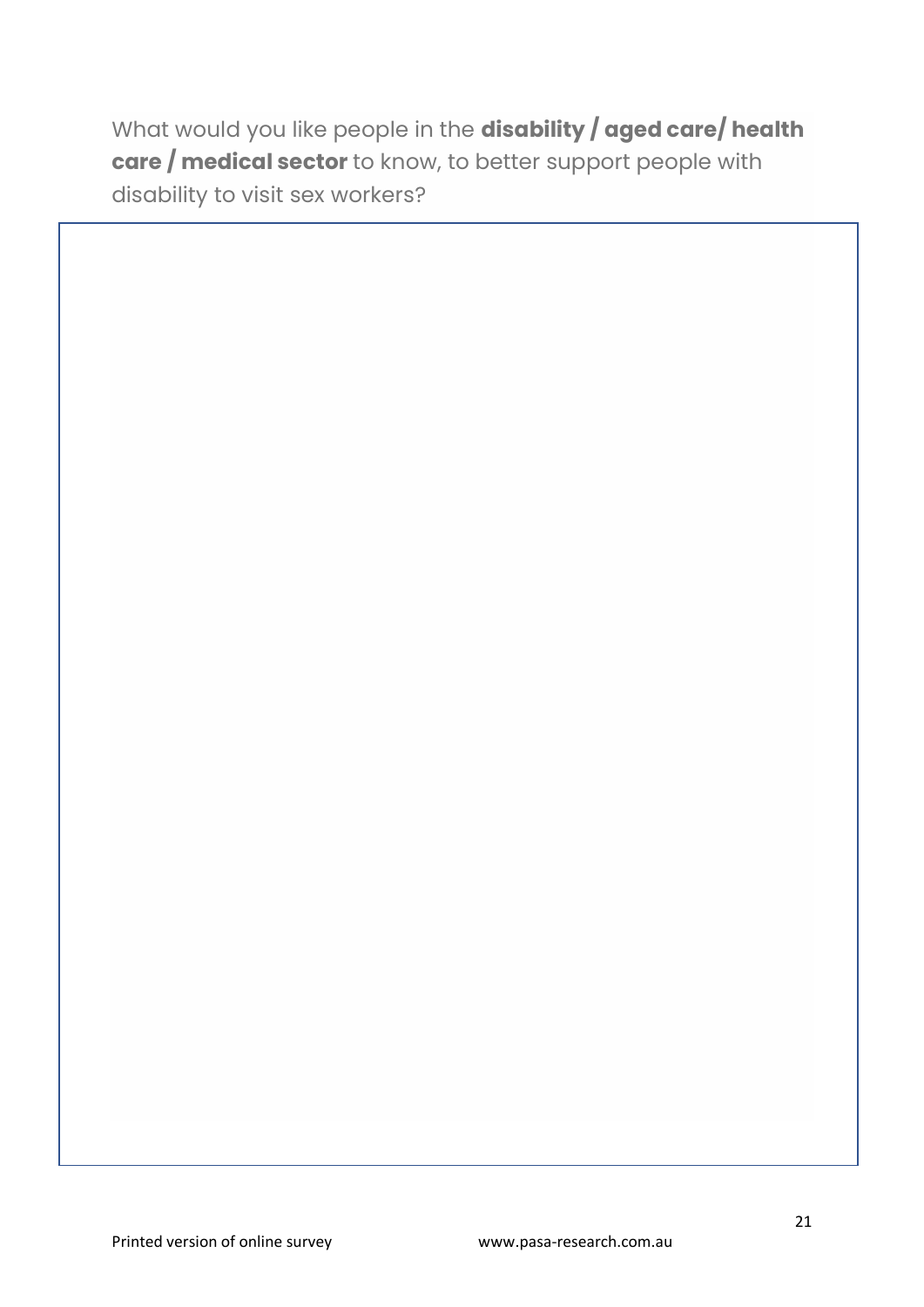What would you like people in the **disability / aged care/ health care / medical sector** to know, to better support people with disability to visit sex workers?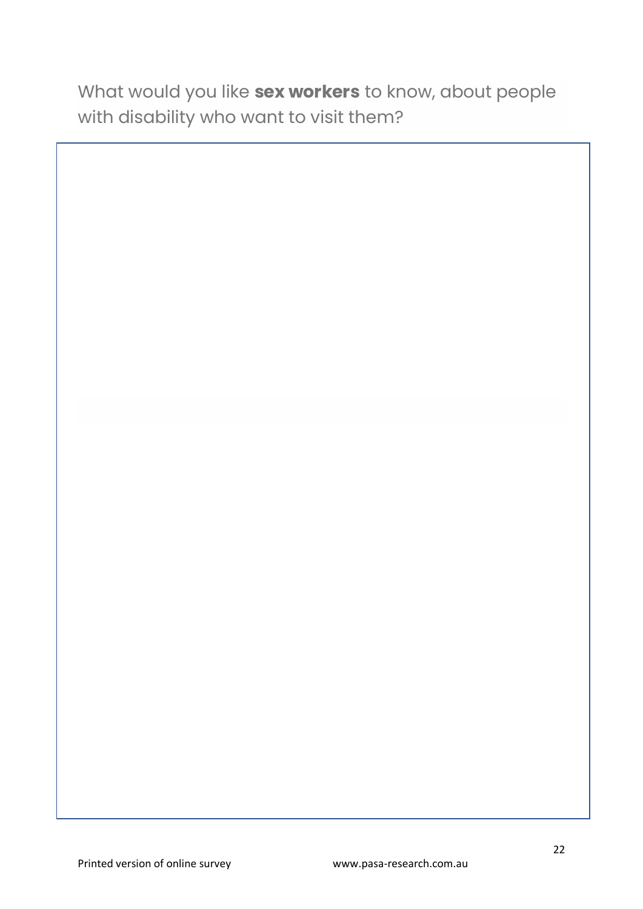What would you like **sex workers** to know, about people with disability who want to visit them?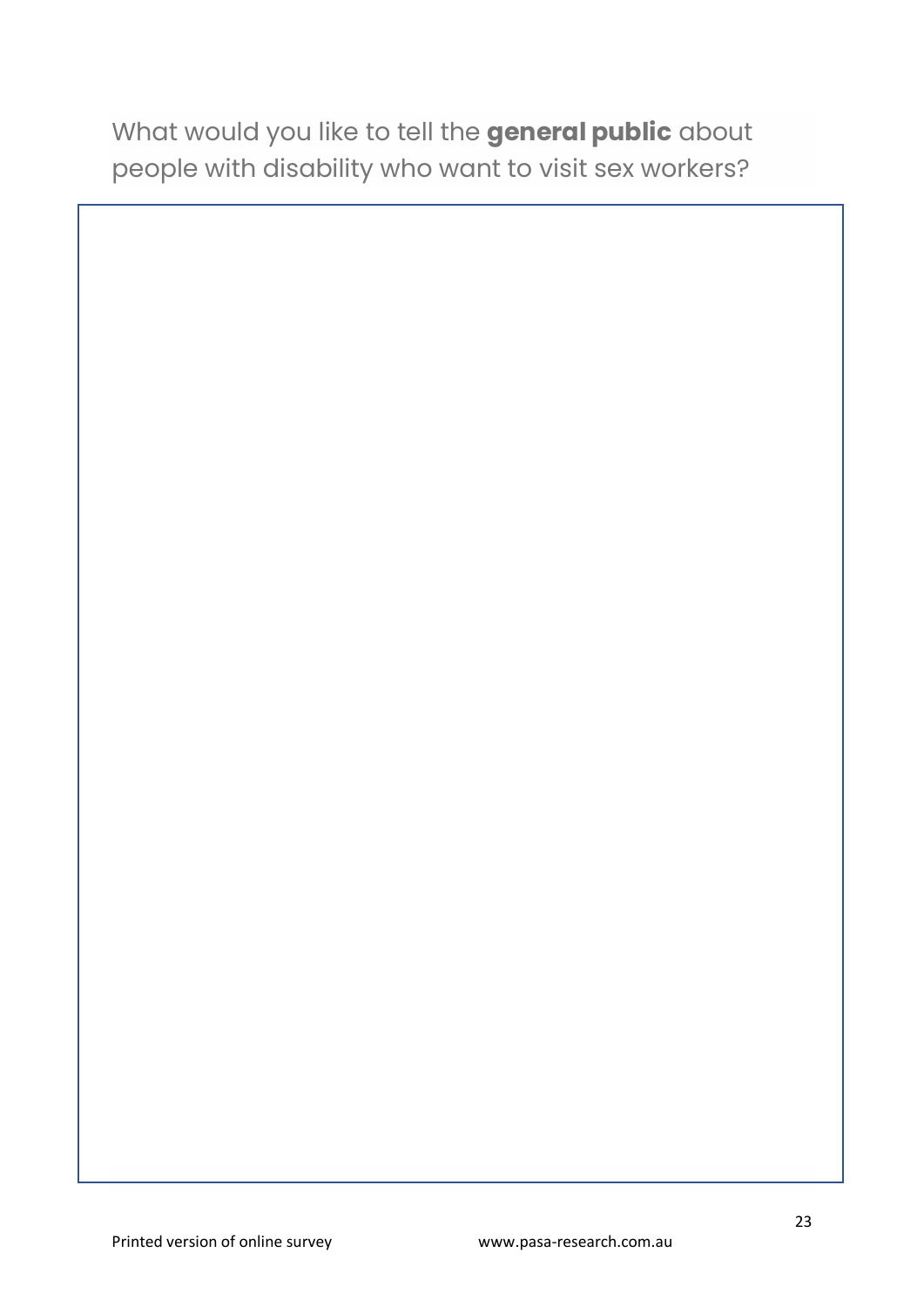What would you like to tell the **general public** about people with disability who want to visit sex workers?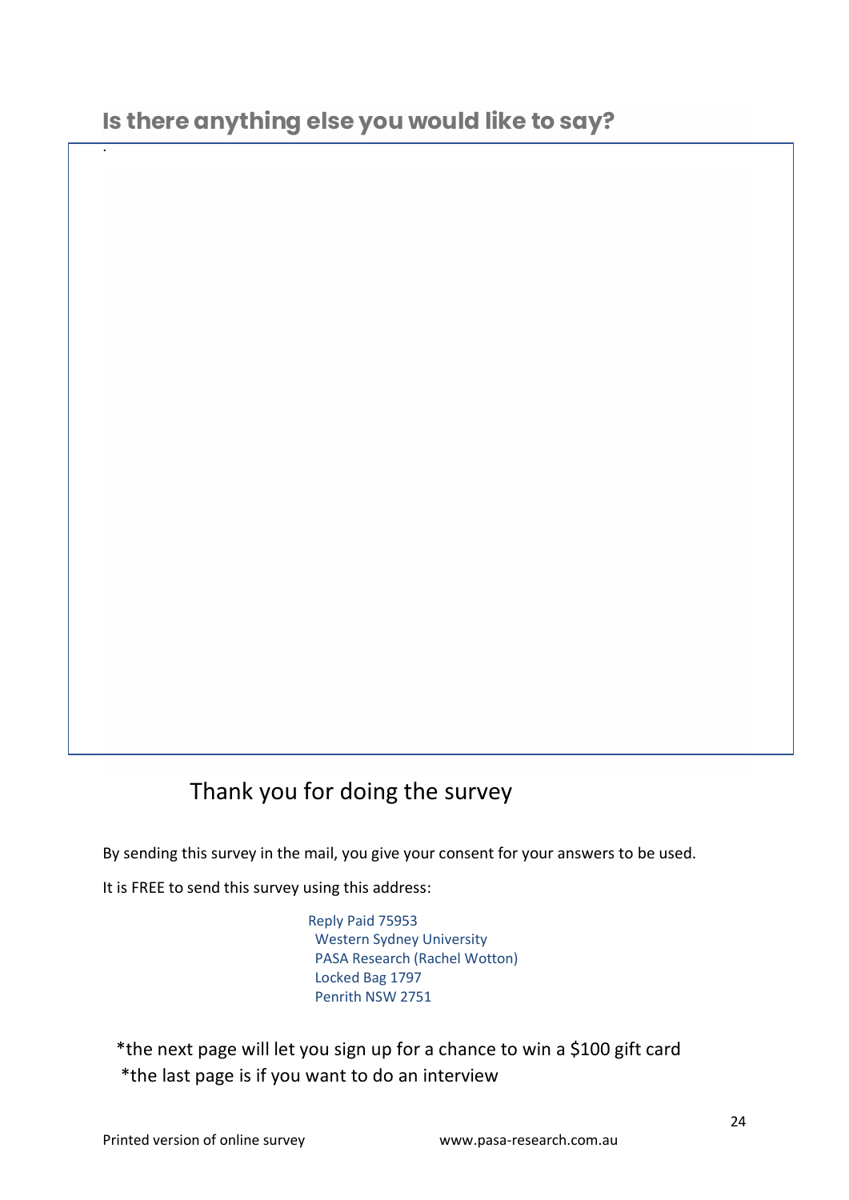## Is there anything else you would like to say?

Thank you for doing the survey

By sending this survey in the mail, you give your consent for your answers to be used.

It is FREE to send this survey using this address:

Reply Paid 75953
Western Sydney University
PASA Research (Rachel Wotton)
Locked Bag 1797
Penrith NSW 2751

*the next page will let you sign up for a chance to win a $100 gift card
*the last page is if you want to do an interview

Printed version of online survey www.pasa-research.com.au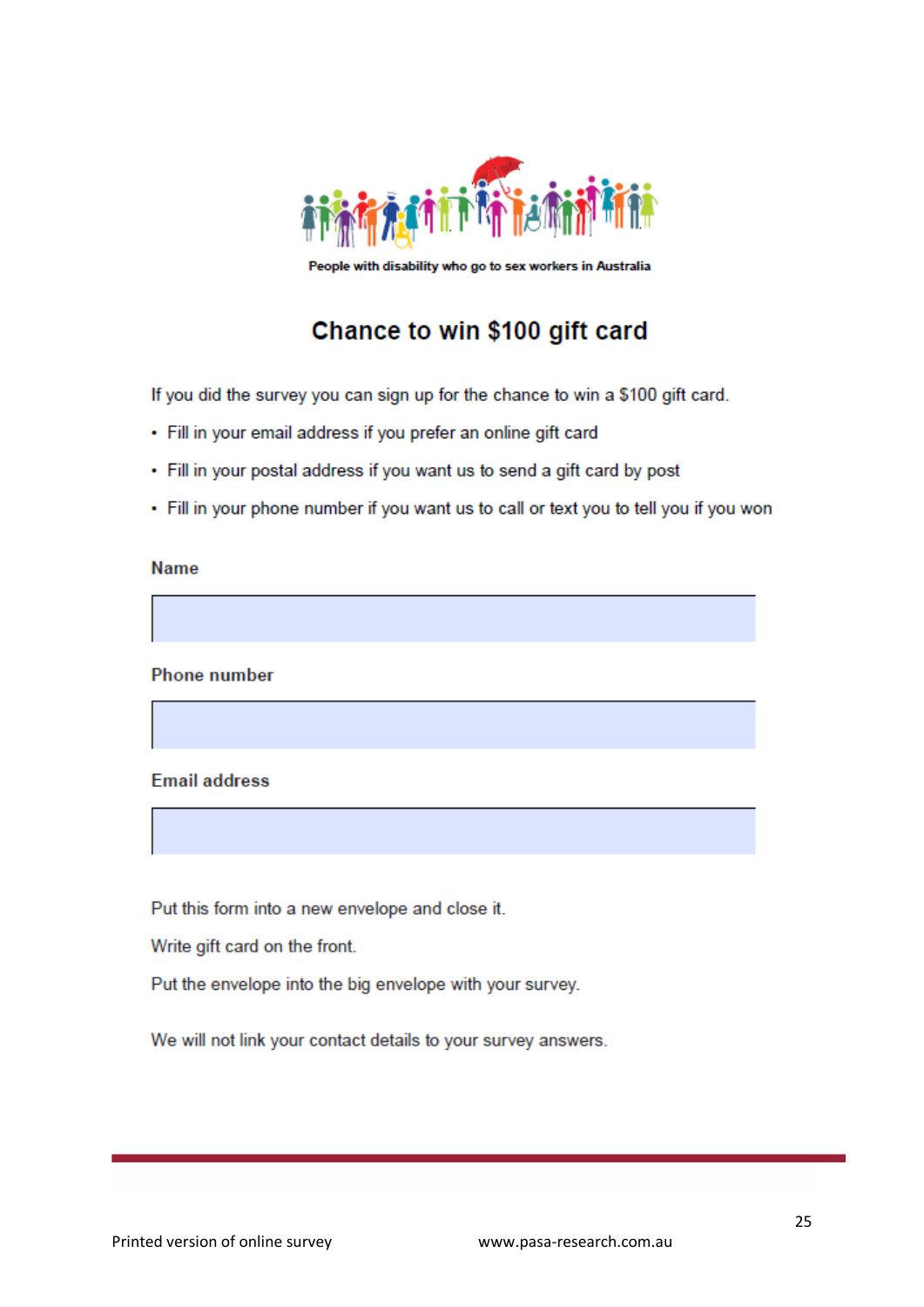People with disability who go to sex workers in Australia

## Chance to win $100 gift card

If you did the survey you can sign up for the chance to win a $100 gift card.

- Fill in your email address if you prefer an online gift card
- Fill in your postal address if you want us to send a gift card by post
- Fill in your phone number if you want us to call or text you to tell you if you won

**Name**

&nbsp;

**Phone number**

&nbsp;

**Email address**

&nbsp;

Put this form into a new envelope and close it.

Write gift card on the front.

Put the envelope into the big envelope with your survey.

We will not link your contact details to your survey answers.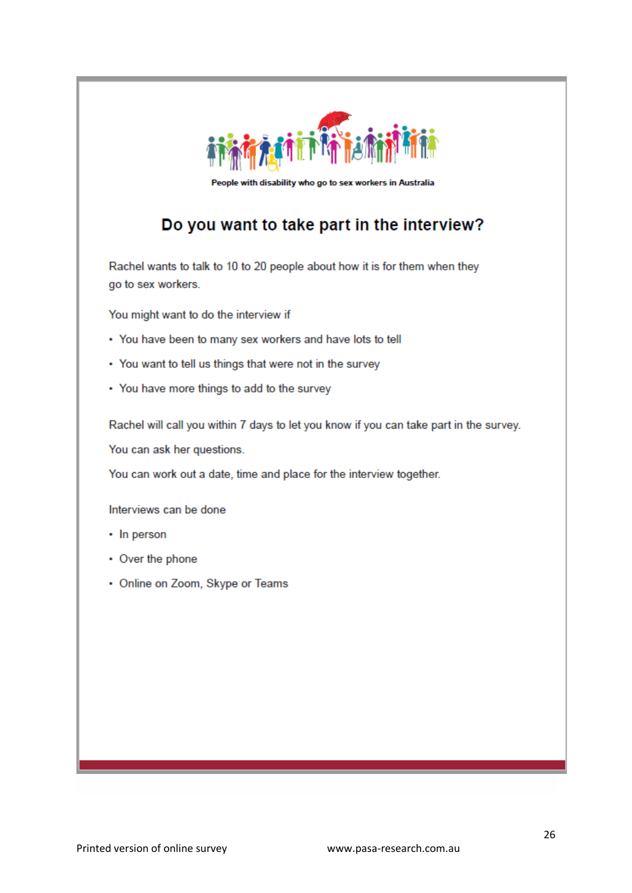People with disability who go to sex workers in Australia

## Do you want to take part in the interview?

Rachel wants to talk to 10 to 20 people about how it is for them when they go to sex workers.

You might want to do the interview if

- You have been to many sex workers and have lots to tell
- You want to tell us things that were not in the survey
- You have more things to add to the survey

Rachel will call you within 7 days to let you know if you can take part in the survey.

You can ask her questions.

You can work out a date, time and place for the interview together.

Interviews can be done

- In person
- Over the phone
- Online on Zoom, Skype or Teams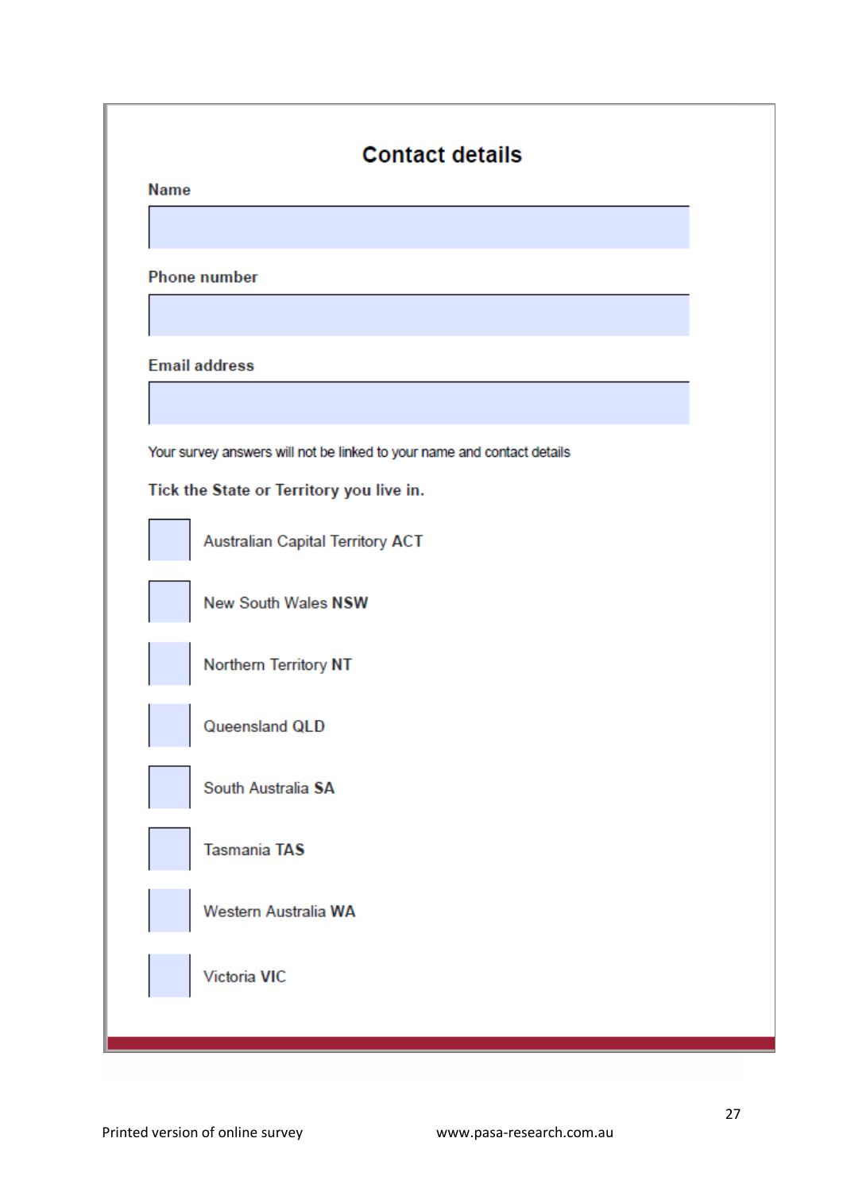## Contact details

**Name**

______________________

**Phone number**

______________________

**Email address**

______________________

Your survey answers will not be linked to your name and contact details

**Tick the State or Territory you live in.**

- [ ] Australian Capital Territory **ACT**
- [ ] New South Wales **NSW**
- [ ] Northern Territory **NT**
- [ ] Queensland **QLD**
- [ ] South Australia **SA**
- [ ] Tasmania **TAS**
- [ ] Western Australia **WA**
- [ ] Victoria **VIC**

Printed version of online survey www.pasa-research.com.au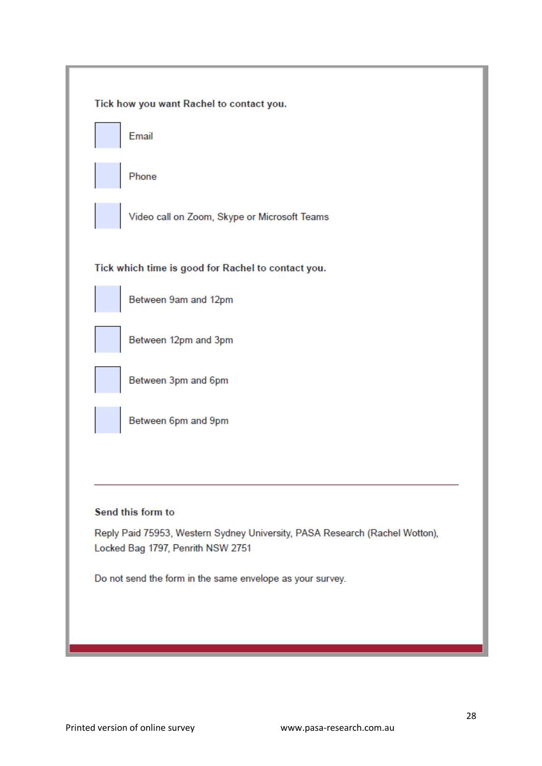**Tick how you want Rachel to contact you.**

- [ ] Email
- [ ] Phone
- [ ] Video call on Zoom, Skype or Microsoft Teams

**Tick which time is good for Rachel to contact you.**

- [ ] Between 9am and 12pm
- [ ] Between 12pm and 3pm
- [ ] Between 3pm and 6pm
- [ ] Between 6pm and 9pm

---

**Send this form to**

Reply Paid 75953, Western Sydney University, PASA Research (Rachel Wotton), Locked Bag 1797, Penrith NSW 2751

Do not send the form in the same envelope as your survey.